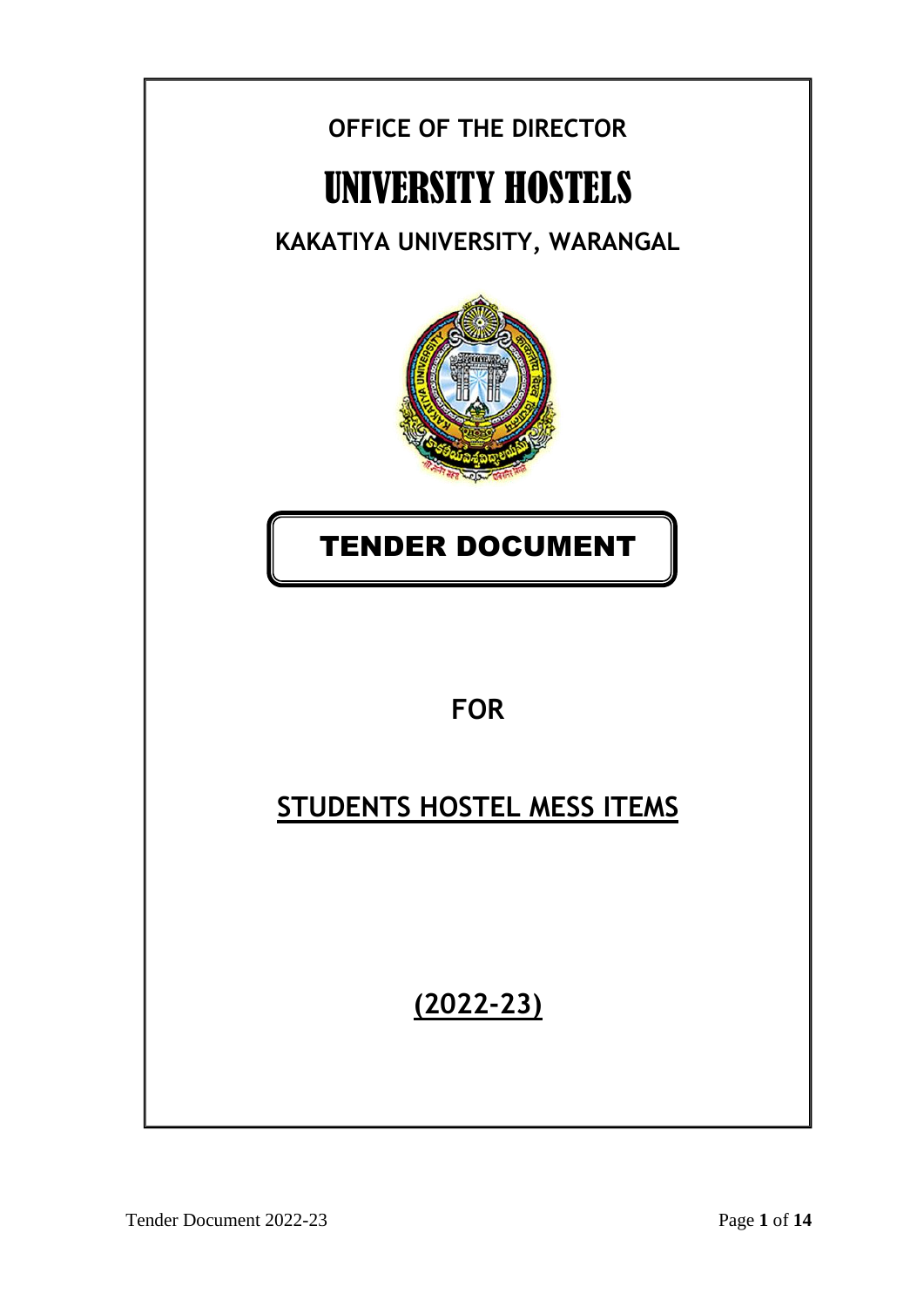**OFFICE OF THE DIRECTOR**

# UNIVERSITY HOSTELS

## KAKATIYA UNIVERSITY, WARANGAL

# TENDER DOCUMENT

**FOR**

## STUDENTS HOSTEL MESS ITEMS

## (2022-23)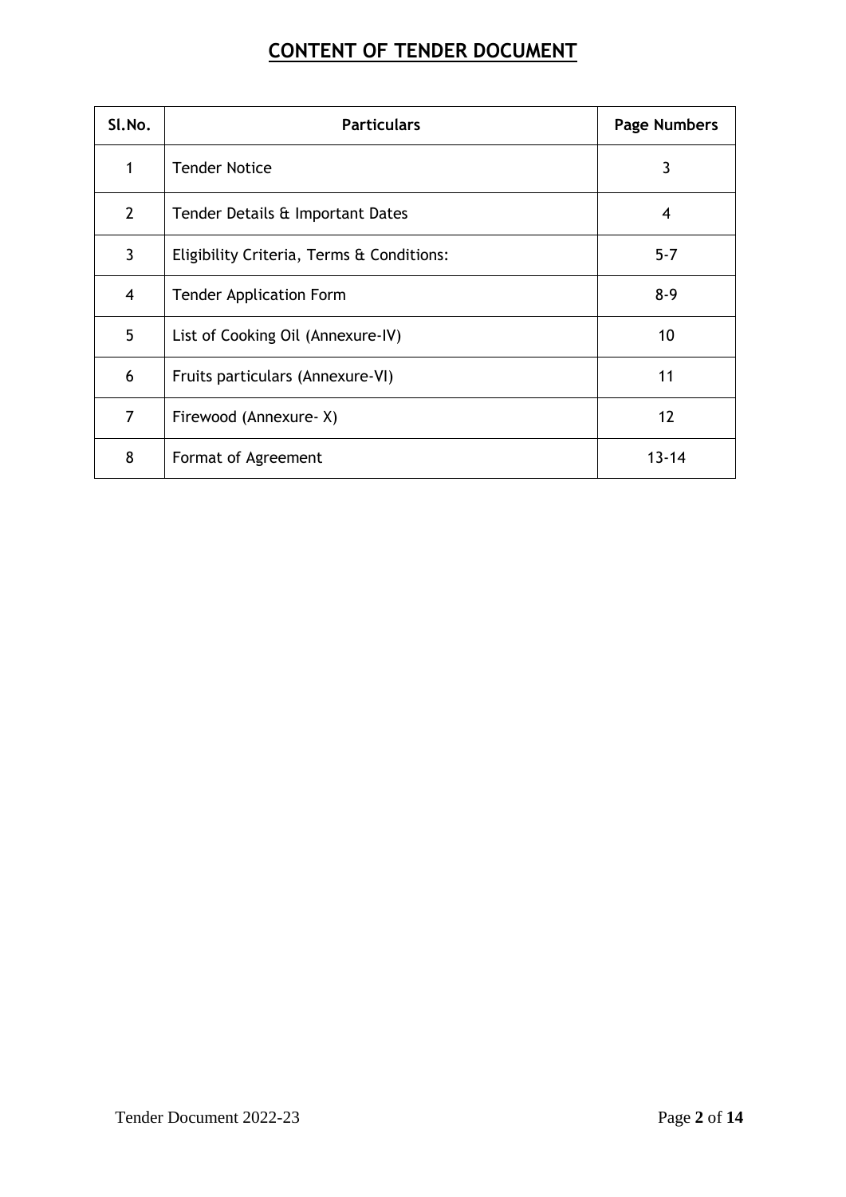# CONTENT OF TENDER DOCUMENT

| Sl.No. | Particulars | Page Numbers |
|---|---|---|
| 1 | Tender Notice | 3 |
| 2 | Tender Details & Important Dates | 4 |
| 3 | Eligibility Criteria, Terms & Conditions: | 5-7 |
| 4 | Tender Application Form | 8-9 |
| 5 | List of Cooking Oil (Annexure-IV) | 10 |
| 6 | Fruits particulars (Annexure-VI) | 11 |
| 7 | Firewood (Annexure- X) | 12 |
| 8 | Format of Agreement | 13-14 |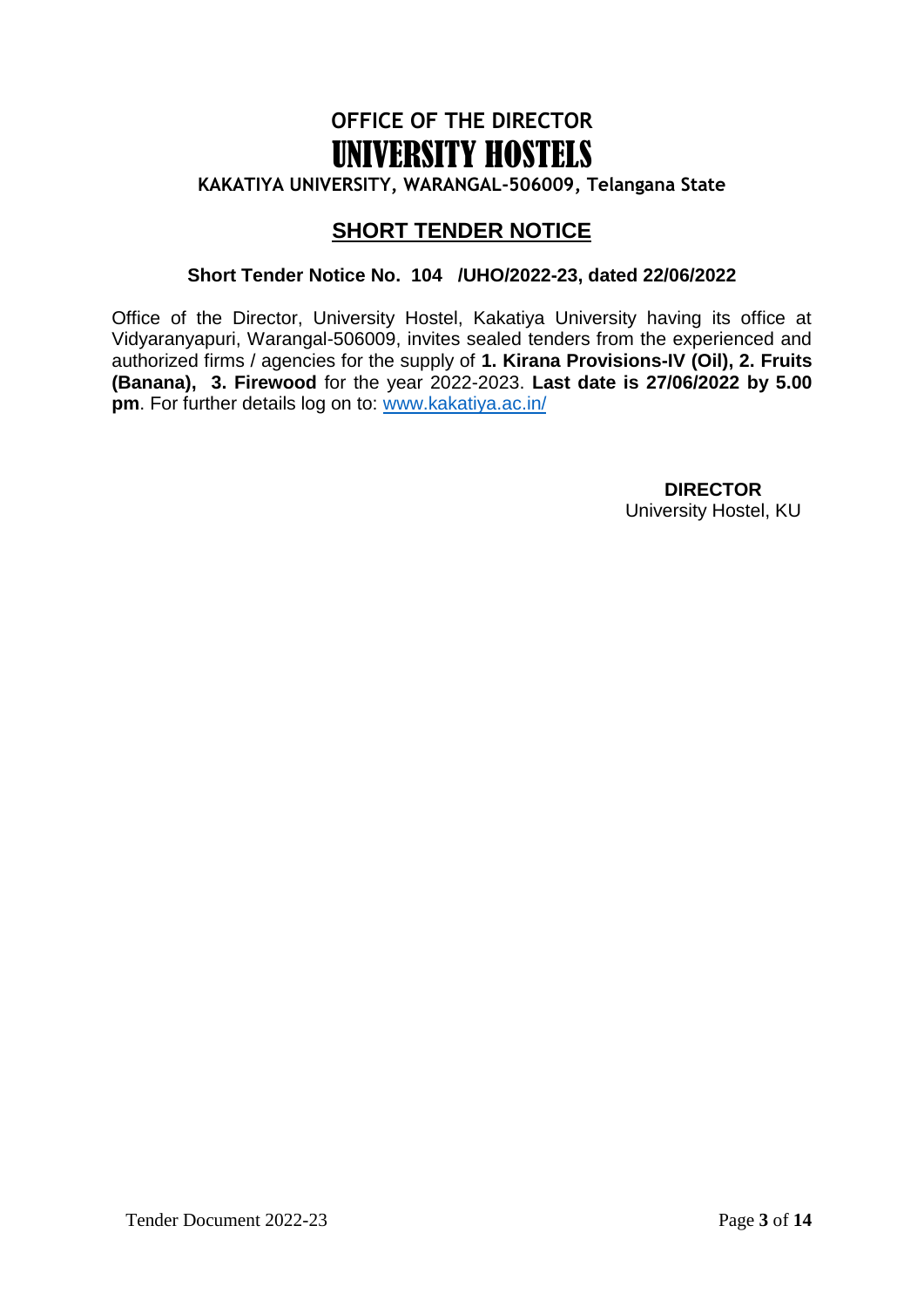# OFFICE OF THE DIRECTOR
# UNIVERSITY HOSTELS
**KAKATIYA UNIVERSITY, WARANGAL-506009, Telangana State**

## SHORT TENDER NOTICE

**Short Tender Notice No. 104 /UHO/2022-23, dated 22/06/2022**

Office of the Director, University Hostel, Kakatiya University having its office at Vidyaranyapuri, Warangal-506009, invites sealed tenders from the experienced and authorized firms / agencies for the supply of **1. Kirana Provisions-IV (Oil), 2. Fruits (Banana), 3. Firewood** for the year 2022-2023. **Last date is 27/06/2022 by 5.00 pm**. For further details log on to: [www.kakatiya.ac.in/](http://www.kakatiya.ac.in/)

**DIRECTOR**
University Hostel, KU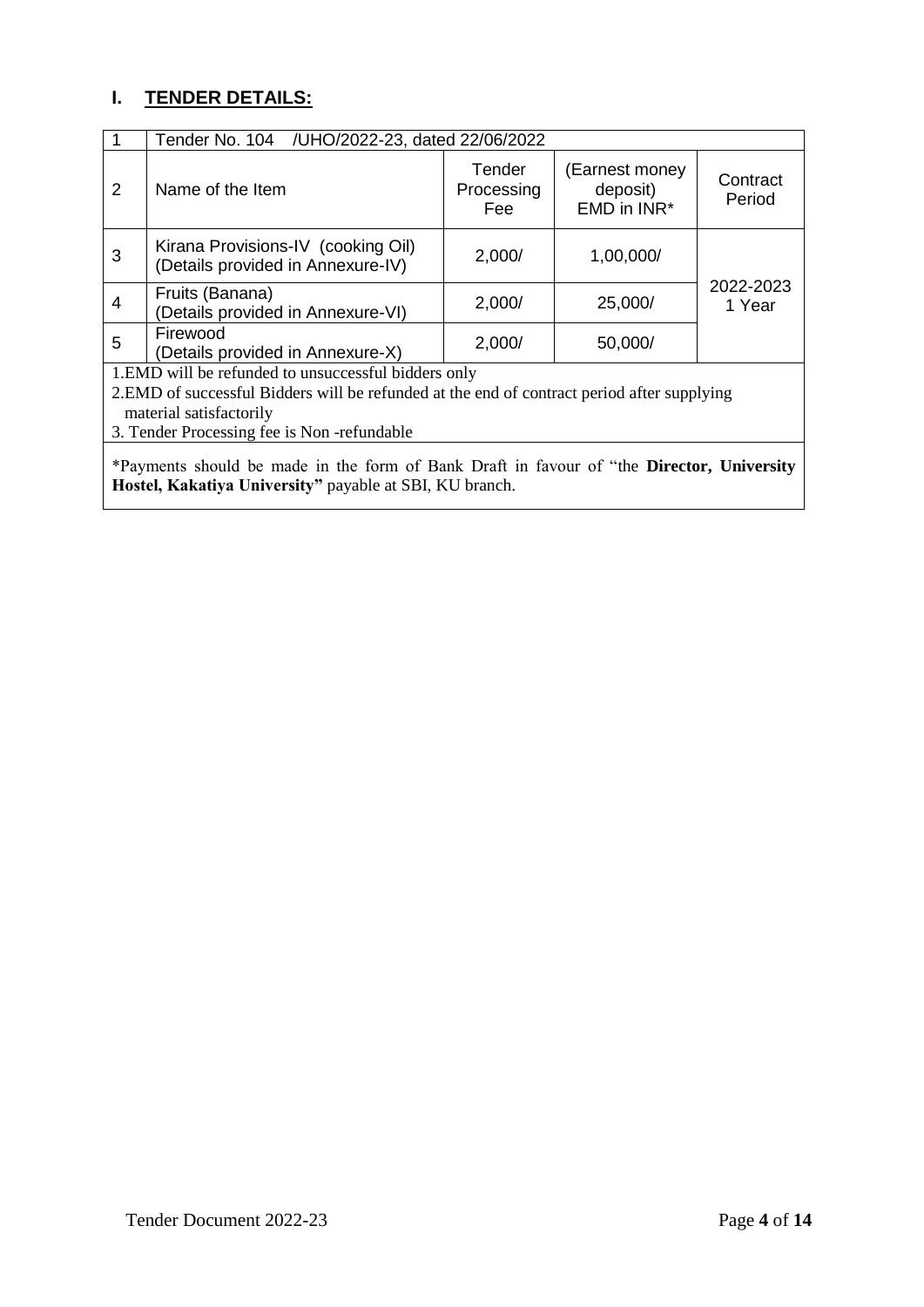## I. TENDER DETAILS:

| 1 | Tender No. 104 /UHO/2022-23, dated 22/06/2022 | | | |
|---|---|---|---|---|
| 2 | Name of the Item | Tender Processing Fee | (Earnest money deposit) EMD in INR* | Contract Period |
| 3 | Kirana Provisions-IV (cooking Oil) (Details provided in Annexure-IV) | 2,000/ | 1,00,000/ | 2022-2023 1 Year |
| 4 | Fruits (Banana) (Details provided in Annexure-VI) | 2,000/ | 25,000/ | |
| 5 | Firewood (Details provided in Annexure-X) | 2,000/ | 50,000/ | |

1.EMD will be refunded to unsuccessful bidders only

2.EMD of successful Bidders will be refunded at the end of contract period after supplying material satisfactorily

3. Tender Processing fee is Non -refundable

*Payments should be made in the form of Bank Draft in favour of "the **Director, University Hostel, Kakatiya University"** payable at SBI, KU branch.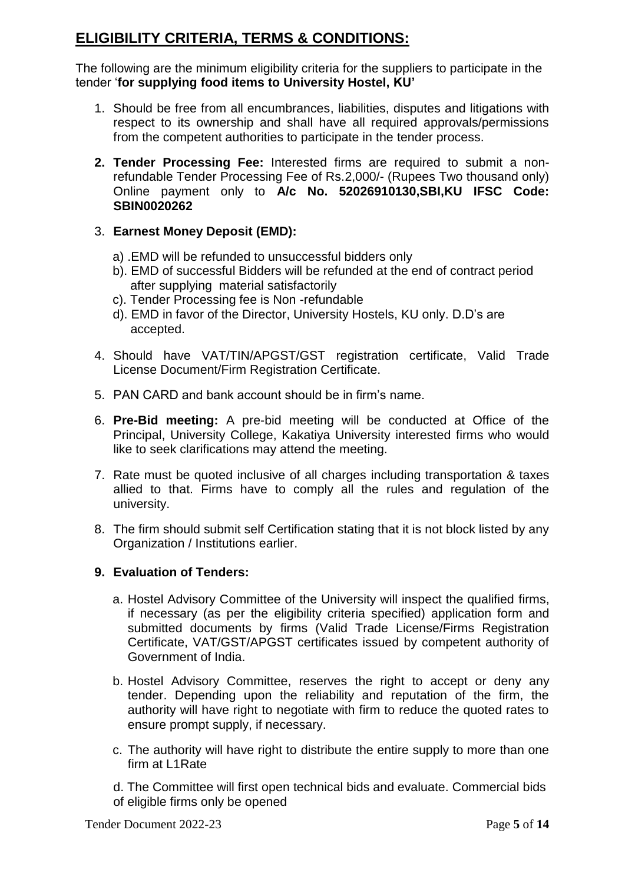## ELIGIBILITY CRITERIA, TERMS & CONDITIONS:

The following are the minimum eligibility criteria for the suppliers to participate in the tender '**for supplying food items to University Hostel, KU'**

1. Should be free from all encumbrances, liabilities, disputes and litigations with respect to its ownership and shall have all required approvals/permissions from the competent authorities to participate in the tender process.

2. **Tender Processing Fee:** Interested firms are required to submit a non-refundable Tender Processing Fee of Rs.2,000/- (Rupees Two thousand only) Online payment only to **A/c No. 52026910130,SBI,KU IFSC Code: SBIN0020262**

3. **Earnest Money Deposit (EMD):**

   a) .EMD will be refunded to unsuccessful bidders only
   
   b). EMD of successful Bidders will be refunded at the end of contract period after supplying material satisfactorily
   
   c). Tender Processing fee is Non -refundable
   
   d). EMD in favor of the Director, University Hostels, KU only. D.D's are accepted.

4. Should have VAT/TIN/APGST/GST registration certificate, Valid Trade License Document/Firm Registration Certificate.

5. PAN CARD and bank account should be in firm's name.

6. **Pre-Bid meeting:** A pre-bid meeting will be conducted at Office of the Principal, University College, Kakatiya University interested firms who would like to seek clarifications may attend the meeting.

7. Rate must be quoted inclusive of all charges including transportation & taxes allied to that. Firms have to comply all the rules and regulation of the university.

8. The firm should submit self Certification stating that it is not block listed by any Organization / Institutions earlier.

9. **Evaluation of Tenders:**

   a. Hostel Advisory Committee of the University will inspect the qualified firms, if necessary (as per the eligibility criteria specified) application form and submitted documents by firms (Valid Trade License/Firms Registration Certificate, VAT/GST/APGST certificates issued by competent authority of Government of India.

   b. Hostel Advisory Committee, reserves the right to accept or deny any tender. Depending upon the reliability and reputation of the firm, the authority will have right to negotiate with firm to reduce the quoted rates to ensure prompt supply, if necessary.

   c. The authority will have right to distribute the entire supply to more than one firm at L1Rate

   d. The Committee will first open technical bids and evaluate. Commercial bids of eligible firms only be opened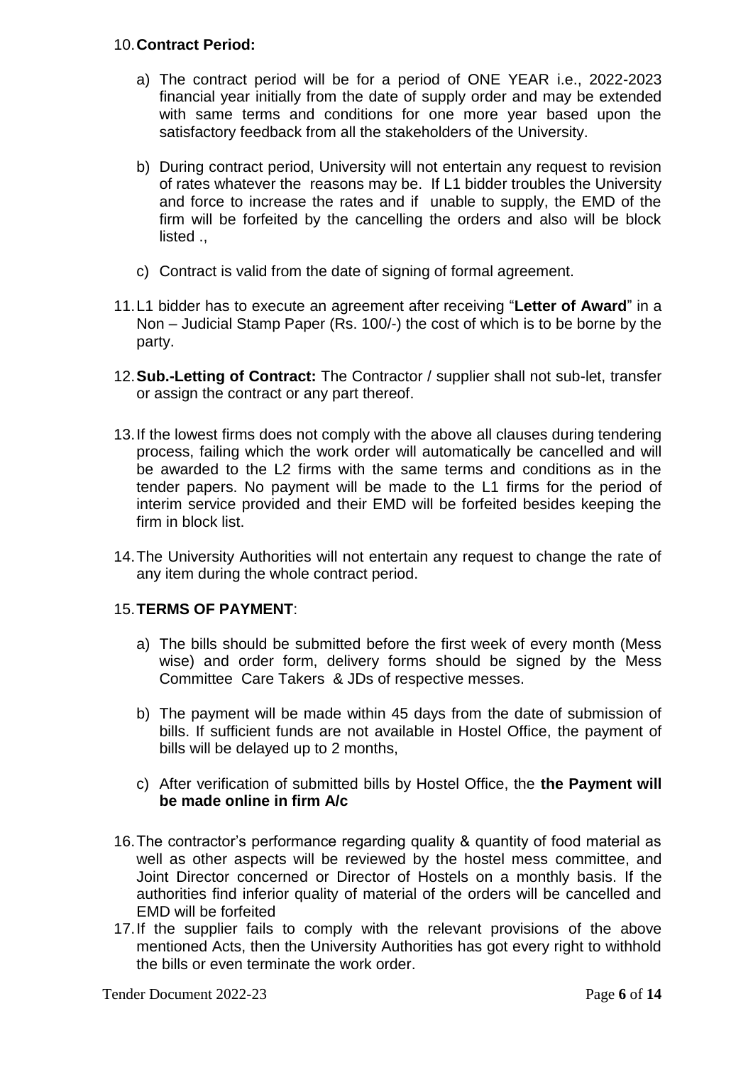10. **Contract Period:**

    a) The contract period will be for a period of ONE YEAR i.e., 2022-2023 financial year initially from the date of supply order and may be extended with same terms and conditions for one more year based upon the satisfactory feedback from all the stakeholders of the University.

    b) During contract period, University will not entertain any request to revision of rates whatever the reasons may be. If L1 bidder troubles the University and force to increase the rates and if unable to supply, the EMD of the firm will be forfeited by the cancelling the orders and also will be block listed .,

    c) Contract is valid from the date of signing of formal agreement.

11. L1 bidder has to execute an agreement after receiving "**Letter of Award**" in a Non – Judicial Stamp Paper (Rs. 100/-) the cost of which is to be borne by the party.

12. **Sub.-Letting of Contract:** The Contractor / supplier shall not sub-let, transfer or assign the contract or any part thereof.

13. If the lowest firms does not comply with the above all clauses during tendering process, failing which the work order will automatically be cancelled and will be awarded to the L2 firms with the same terms and conditions as in the tender papers. No payment will be made to the L1 firms for the period of interim service provided and their EMD will be forfeited besides keeping the firm in block list.

14. The University Authorities will not entertain any request to change the rate of any item during the whole contract period.

15. **TERMS OF PAYMENT**:

    a) The bills should be submitted before the first week of every month (Mess wise) and order form, delivery forms should be signed by the Mess Committee Care Takers & JDs of respective messes.

    b) The payment will be made within 45 days from the date of submission of bills. If sufficient funds are not available in Hostel Office, the payment of bills will be delayed up to 2 months,

    c) After verification of submitted bills by Hostel Office, the **the Payment will be made online in firm A/c**

16. The contractor's performance regarding quality & quantity of food material as well as other aspects will be reviewed by the hostel mess committee, and Joint Director concerned or Director of Hostels on a monthly basis. If the authorities find inferior quality of material of the orders will be cancelled and EMD will be forfeited

17. If the supplier fails to comply with the relevant provisions of the above mentioned Acts, then the University Authorities has got every right to withhold the bills or even terminate the work order.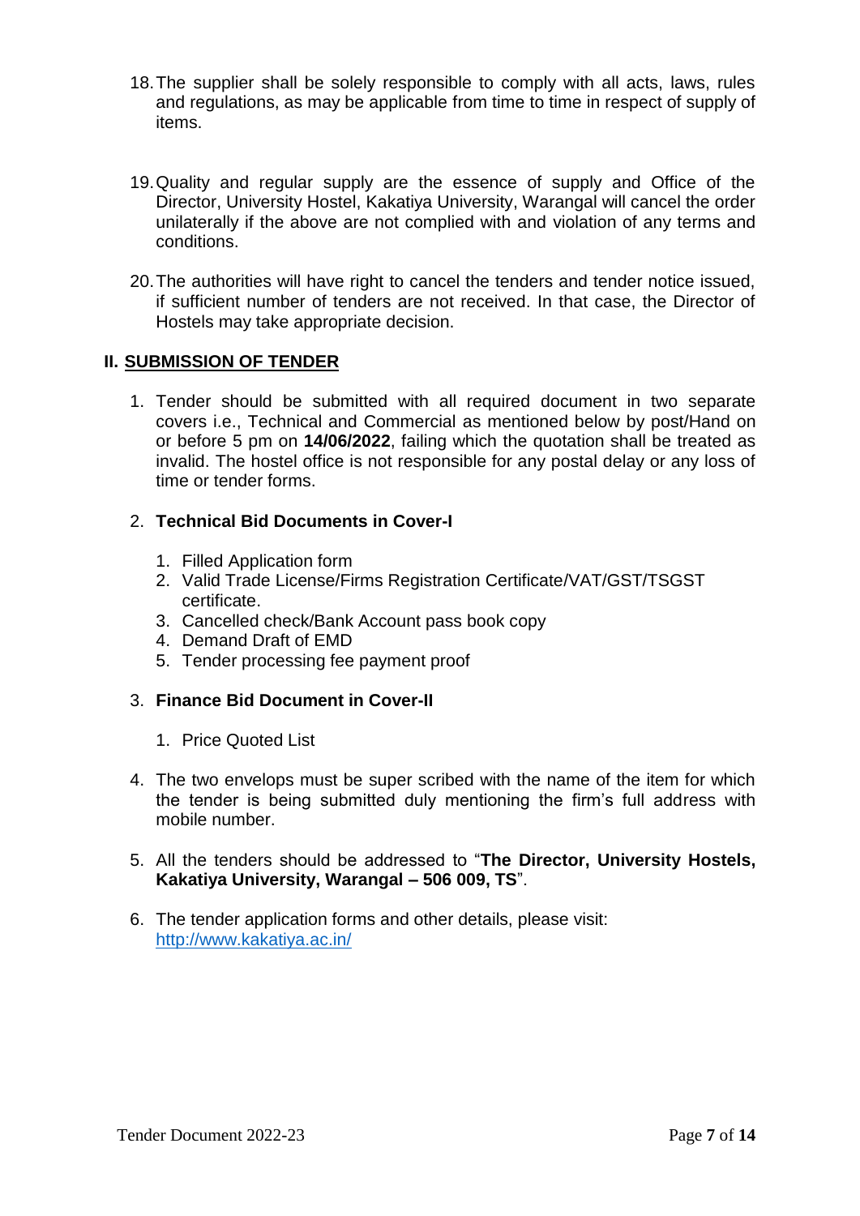18. The supplier shall be solely responsible to comply with all acts, laws, rules and regulations, as may be applicable from time to time in respect of supply of items.

19. Quality and regular supply are the essence of supply and Office of the Director, University Hostel, Kakatiya University, Warangal will cancel the order unilaterally if the above are not complied with and violation of any terms and conditions.

20. The authorities will have right to cancel the tenders and tender notice issued, if sufficient number of tenders are not received. In that case, the Director of Hostels may take appropriate decision.

## II. SUBMISSION OF TENDER

1. Tender should be submitted with all required document in two separate covers i.e., Technical and Commercial as mentioned below by post/Hand on or before 5 pm on **14/06/2022**, failing which the quotation shall be treated as invalid. The hostel office is not responsible for any postal delay or any loss of time or tender forms.

2. **Technical Bid Documents in Cover-I**

    1. Filled Application form
    2. Valid Trade License/Firms Registration Certificate/VAT/GST/TSGST certificate.
    3. Cancelled check/Bank Account pass book copy
    4. Demand Draft of EMD
    5. Tender processing fee payment proof

3. **Finance Bid Document in Cover-II**

    1. Price Quoted List

4. The two envelops must be super scribed with the name of the item for which the tender is being submitted duly mentioning the firm's full address with mobile number.

5. All the tenders should be addressed to "**The Director, University Hostels, Kakatiya University, Warangal – 506 009, TS**".

6. The tender application forms and other details, please visit: http://www.kakatiya.ac.in/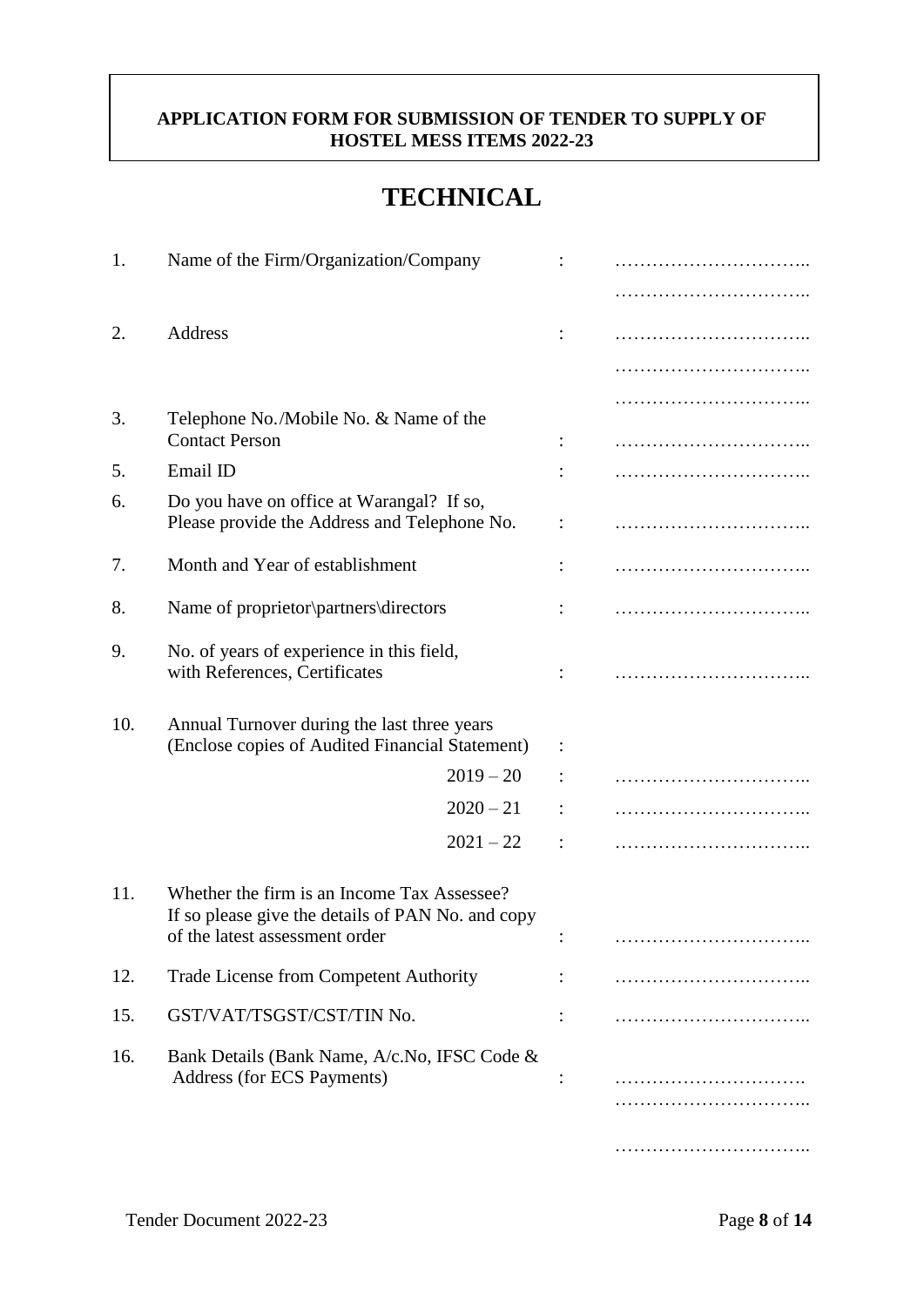**APPLICATION FORM FOR SUBMISSION OF TENDER TO SUPPLY OF HOSTEL MESS ITEMS 2022-23**

# TECHNICAL

| | | | |
|---|---|---|---|
| 1. | Name of the Firm/Organization/Company | : | ………………………….. ………………………….. |
| 2. | Address | : | ………………………….. ………………………….. ………………………….. |
| 3. | Telephone No./Mobile No. & Name of the Contact Person | : | ………………………….. |
| 5. | Email ID | : | ………………………….. |
| 6. | Do you have on office at Warangal? If so, Please provide the Address and Telephone No. | : | ………………………….. |
| 7. | Month and Year of establishment | : | ………………………….. |
| 8. | Name of proprietor\partners\directors | : | ………………………….. |
| 9. | No. of years of experience in this field, with References, Certificates | : | ………………………….. |
| 10. | Annual Turnover during the last three years (Enclose copies of Audited Financial Statement) | : | |
| | 2019 – 20 | : | ………………………….. |
| | 2020 – 21 | : | ………………………….. |
| | 2021 – 22 | : | ………………………….. |
| 11. | Whether the firm is an Income Tax Assessee? If so please give the details of PAN No. and copy of the latest assessment order | : | ………………………….. |
| 12. | Trade License from Competent Authority | : | ………………………….. |
| 15. | GST/VAT/TSGST/CST/TIN No. | : | ………………………….. |
| 16. | Bank Details (Bank Name, A/c.No, IFSC Code & Address (for ECS Payments) | : | …………………………. ………………………….. ………………………….. |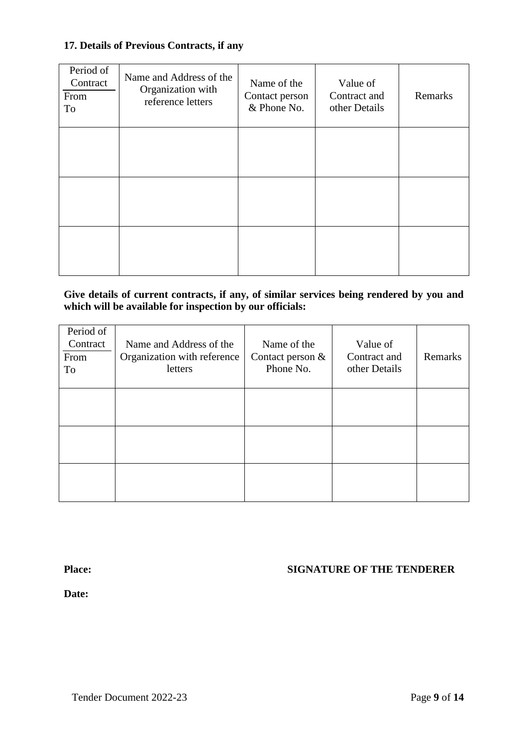**17. Details of Previous Contracts, if any**

| Period of Contract From To | Name and Address of the Organization with reference letters | Name of the Contact person & Phone No. | Value of Contract and other Details | Remarks |
|---|---|---|---|---|
| | | | | |
| | | | | |
| | | | | |

**Give details of current contracts, if any, of similar services being rendered by you and which will be available for inspection by our officials:**

| Period of Contract From To | Name and Address of the Organization with reference letters | Name of the Contact person & Phone No. | Value of Contract and other Details | Remarks |
|---|---|---|---|---|
| | | | | |
| | | | | |
| | | | | |

**Place:** **SIGNATURE OF THE TENDERER**

**Date:**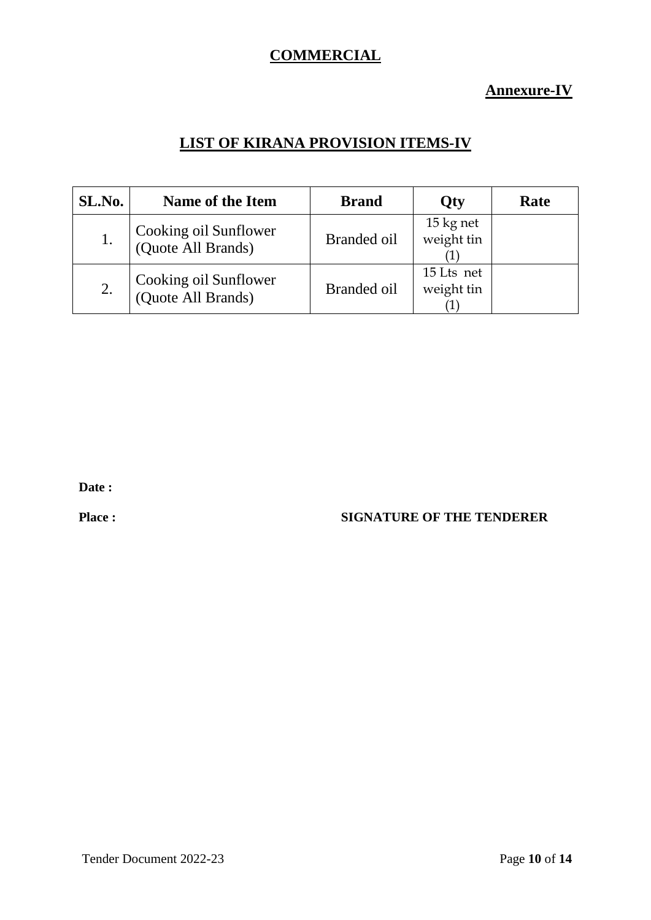**COMMERCIAL**

**Annexure-IV**

## LIST OF KIRANA PROVISION ITEMS-IV

| SL.No. | Name of the Item | Brand | Qty | Rate |
|---|---|---|---|---|
| 1. | Cooking oil Sunflower (Quote All Brands) | Branded oil | 15 kg net weight tin (1) | |
| 2. | Cooking oil Sunflower (Quote All Brands) | Branded oil | 15 Lts net weight tin (1) | |

**Date :**

**Place :** **SIGNATURE OF THE TENDERER**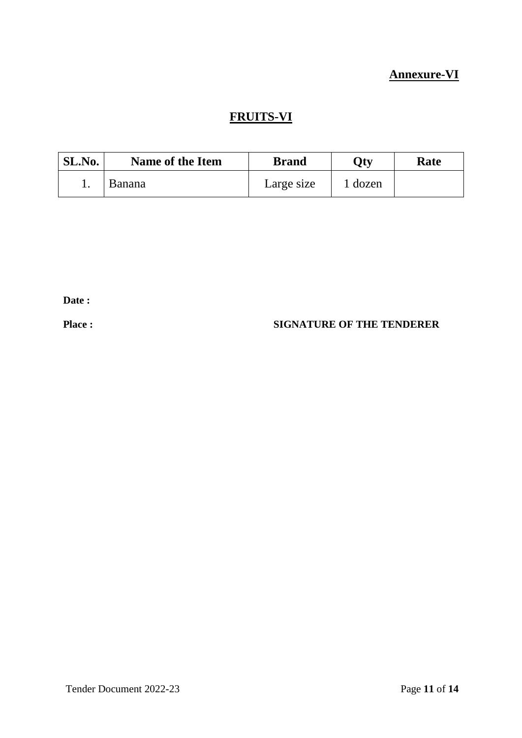**Annexure-VI**

# FRUITS-VI

| SL.No. | Name of the Item | Brand | Qty | Rate |
|---|---|---|---|---|
| 1. | Banana | Large size | 1 dozen | |

**Date :**

**Place :** **SIGNATURE OF THE TENDERER**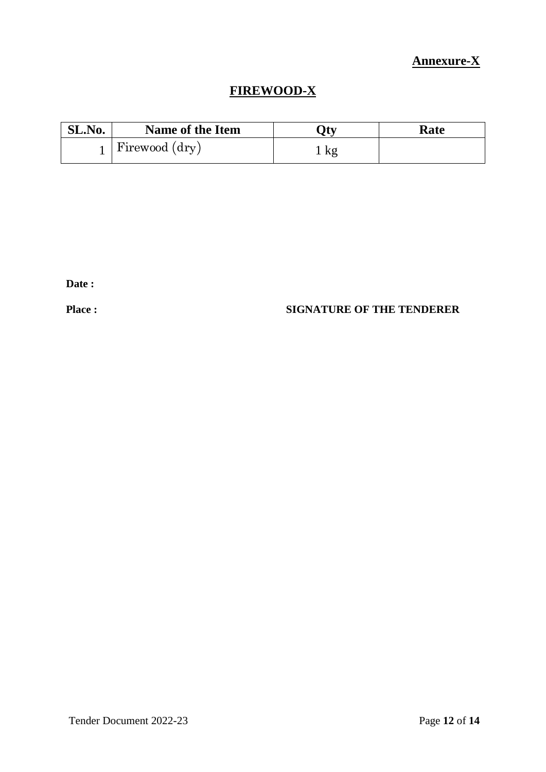**Annexure-X**

## FIREWOOD-X

| SL.No. | Name of the Item | Qty | Rate |
|---|---|---|---|
| 1 | Firewood (dry) | 1 kg | |

**Date :**

**Place :** **SIGNATURE OF THE TENDERER**

Tender Document 2022-23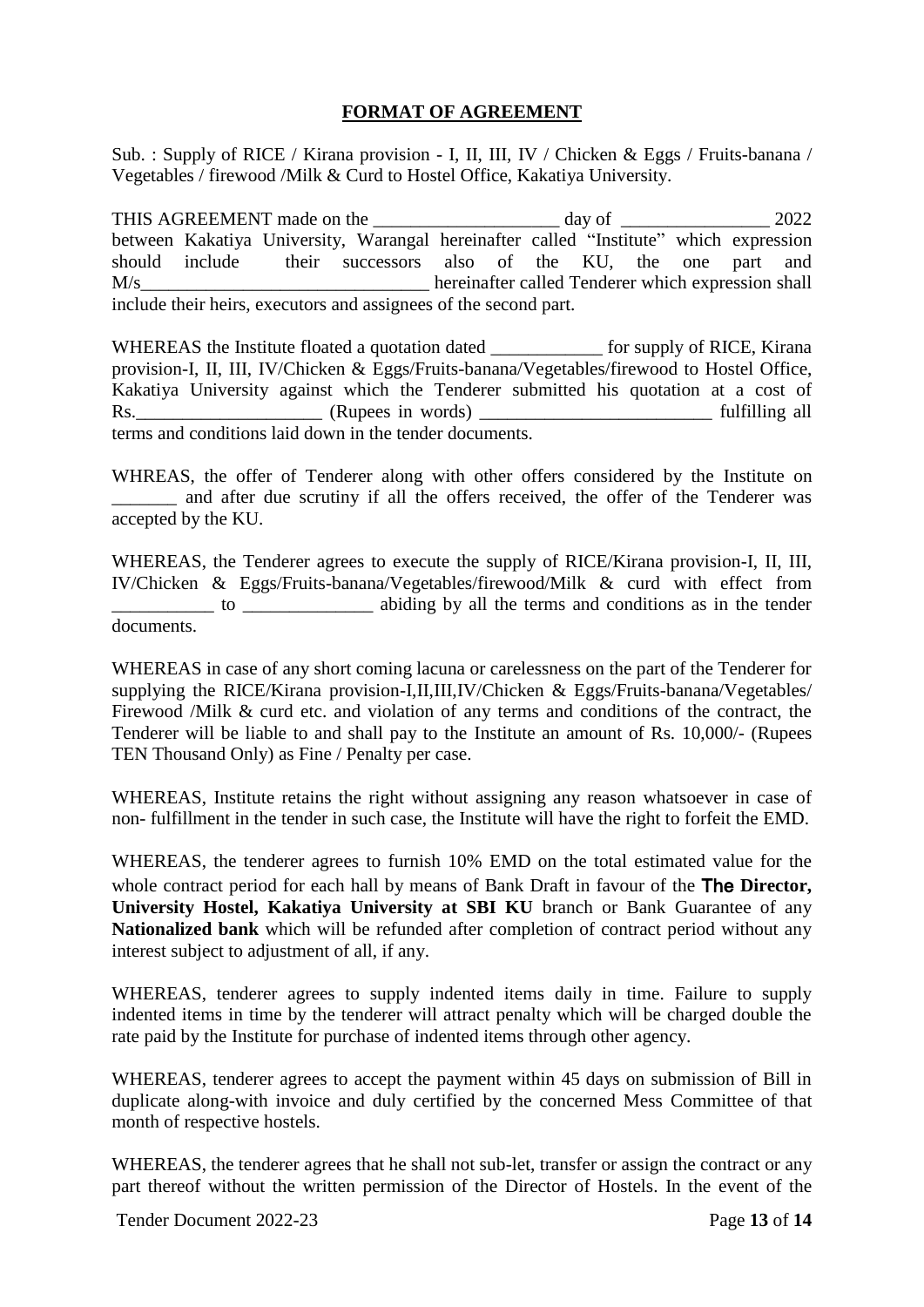## FORMAT OF AGREEMENT

Sub. : Supply of RICE / Kirana provision - I, II, III, IV / Chicken & Eggs / Fruits-banana / Vegetables / firewood /Milk & Curd to Hostel Office, Kakatiya University.

THIS AGREEMENT made on the ____________________ day of ________________ 2022 between Kakatiya University, Warangal hereinafter called "Institute" which expression should include their successors also of the KU, the one part and M/s_______________________________ hereinafter called Tenderer which expression shall include their heirs, executors and assignees of the second part.

WHEREAS the Institute floated a quotation dated ____________ for supply of RICE, Kirana provision-I, II, III, IV/Chicken & Eggs/Fruits-banana/Vegetables/firewood to Hostel Office, Kakatiya University against which the Tenderer submitted his quotation at a cost of Rs.____________________ (Rupees in words) _________________________ fulfilling all terms and conditions laid down in the tender documents.

WHREAS, the offer of Tenderer along with other offers considered by the Institute on _______ and after due scrutiny if all the offers received, the offer of the Tenderer was accepted by the KU.

WHEREAS, the Tenderer agrees to execute the supply of RICE/Kirana provision-I, II, III, IV/Chicken & Eggs/Fruits-banana/Vegetables/firewood/Milk & curd with effect from ___________ to ______________ abiding by all the terms and conditions as in the tender documents.

WHEREAS in case of any short coming lacuna or carelessness on the part of the Tenderer for supplying the RICE/Kirana provision-I,II,III,IV/Chicken & Eggs/Fruits-banana/Vegetables/ Firewood /Milk & curd etc. and violation of any terms and conditions of the contract, the Tenderer will be liable to and shall pay to the Institute an amount of Rs. 10,000/- (Rupees TEN Thousand Only) as Fine / Penalty per case.

WHEREAS, Institute retains the right without assigning any reason whatsoever in case of non- fulfillment in the tender in such case, the Institute will have the right to forfeit the EMD.

WHEREAS, the tenderer agrees to furnish 10% EMD on the total estimated value for the whole contract period for each hall by means of Bank Draft in favour of the **The Director, University Hostel, Kakatiya University at SBI KU** branch or Bank Guarantee of any **Nationalized bank** which will be refunded after completion of contract period without any interest subject to adjustment of all, if any.

WHEREAS, tenderer agrees to supply indented items daily in time. Failure to supply indented items in time by the tenderer will attract penalty which will be charged double the rate paid by the Institute for purchase of indented items through other agency.

WHEREAS, tenderer agrees to accept the payment within 45 days on submission of Bill in duplicate along-with invoice and duly certified by the concerned Mess Committee of that month of respective hostels.

WHEREAS, the tenderer agrees that he shall not sub-let, transfer or assign the contract or any part thereof without the written permission of the Director of Hostels. In the event of the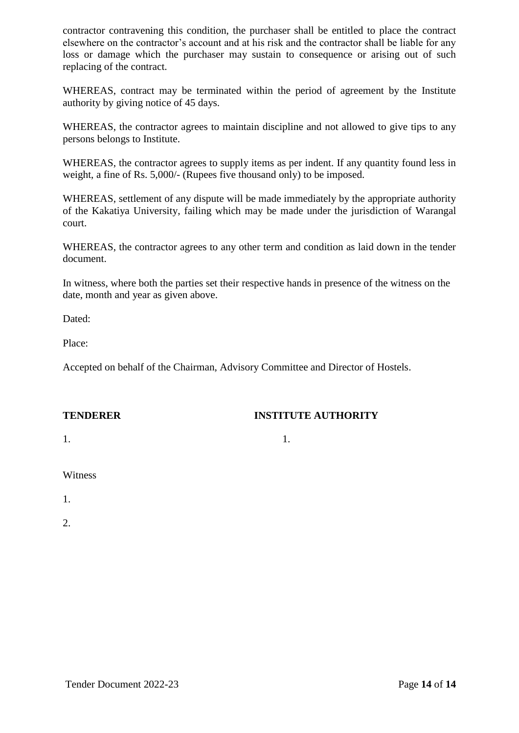contractor contravening this condition, the purchaser shall be entitled to place the contract elsewhere on the contractor's account and at his risk and the contractor shall be liable for any loss or damage which the purchaser may sustain to consequence or arising out of such replacing of the contract.

WHEREAS, contract may be terminated within the period of agreement by the Institute authority by giving notice of 45 days.

WHEREAS, the contractor agrees to maintain discipline and not allowed to give tips to any persons belongs to Institute.

WHEREAS, the contractor agrees to supply items as per indent. If any quantity found less in weight, a fine of Rs. 5,000/- (Rupees five thousand only) to be imposed.

WHEREAS, settlement of any dispute will be made immediately by the appropriate authority of the Kakatiya University, failing which may be made under the jurisdiction of Warangal court.

WHEREAS, the contractor agrees to any other term and condition as laid down in the tender document.

In witness, where both the parties set their respective hands in presence of the witness on the date, month and year as given above.

Dated:

Place:

Accepted on behalf of the Chairman, Advisory Committee and Director of Hostels.

| **TENDERER** | **INSTITUTE AUTHORITY** |
| --- | --- |
| 1. | 1. |

Witness

1.

2.